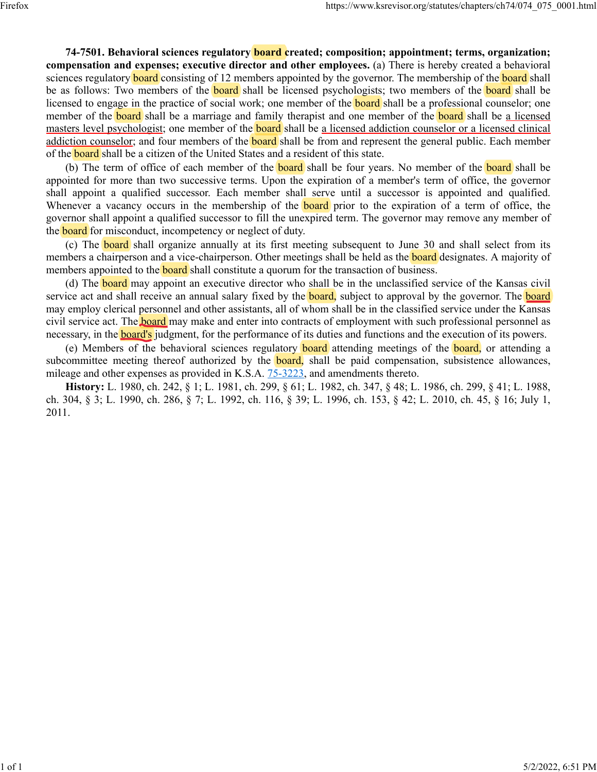**74-7501. Behavioral sciences regulatory board created; composition; appointment; terms, organization; compensation and expenses; executive director and other employees.** (a) There is hereby created a behavioral sciences regulatory board consisting of 12 members appointed by the governor. The membership of the board shall be as follows: Two members of the board shall be licensed psychologists; two members of the board shall be licensed to engage in the practice of social work; one member of the board shall be a professional counselor; one member of the board shall be a marriage and family therapist and one member of the board shall be a licensed masters level psychologist; one member of the board shall be a licensed addiction counselor or a licensed clinical addiction counselor; and four members of the board shall be from and represent the general public. Each member of the board shall be a citizen of the United States and a resident of this state.

(b) The term of office of each member of the board shall be four years. No member of the board shall be appointed for more than two successive terms. Upon the expiration of a member's term of office, the governor shall appoint a qualified successor. Each member shall serve until a successor is appointed and qualified. Whenever a vacancy occurs in the membership of the board prior to the expiration of a term of office, the governor shall appoint a qualified successor to fill the unexpired term. The governor may remove any member of the board for misconduct, incompetency or neglect of duty.

(c) The board shall organize annually at its first meeting subsequent to June 30 and shall select from its members a chairperson and a vice-chairperson. Other meetings shall be held as the board designates. A majority of members appointed to the board shall constitute a quorum for the transaction of business.

(d) The board may appoint an executive director who shall be in the unclassified service of the Kansas civil service act and shall receive an annual salary fixed by the board, subject to approval by the governor. The board may employ clerical personnel and other assistants, all of whom shall be in the classified service under the Kansas civil service act. The board may make and enter into contracts of employment with such professional personnel as necessary, in the board's judgment, for the performance of its duties and functions and the execution of its powers.

(e) Members of the behavioral sciences regulatory board attending meetings of the board, or attending a subcommittee meeting thereof authorized by the board, shall be paid compensation, subsistence allowances, mileage and other expenses as provided in K.S.A. 75-3223, and amendments thereto.

**History:** L. 1980, ch. 242, § 1; L. 1981, ch. 299, § 61; L. 1982, ch. 347, § 48; L. 1986, ch. 299, § 41; L. 1988, ch. 304, § 3; L. 1990, ch. 286, § 7; L. 1992, ch. 116, § 39; L. 1996, ch. 153, § 42; L. 2010, ch. 45, § 16; July 1, 2011.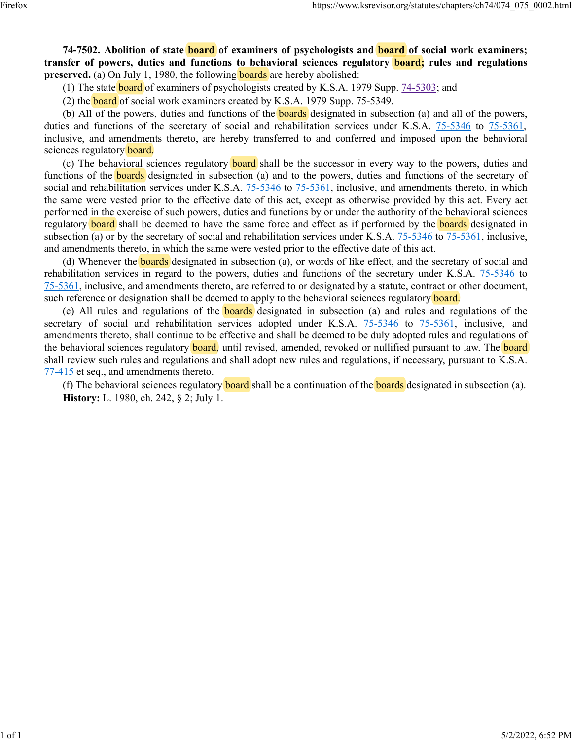**74-7502. Abolition of state board of examiners of psychologists and board of social work examiners; transfer of powers, duties and functions to behavioral sciences regulatory board; rules and regulations preserved.** (a) On July 1, 1980, the following boards are hereby abolished:

(1) The state board of examiners of psychologists created by K.S.A. 1979 Supp. 74-5303; and

(2) the board of social work examiners created by K.S.A. 1979 Supp. 75-5349.

(b) All of the powers, duties and functions of the boards designated in subsection (a) and all of the powers, duties and functions of the secretary of social and rehabilitation services under K.S.A. 75-5346 to 75-5361, inclusive, and amendments thereto, are hereby transferred to and conferred and imposed upon the behavioral sciences regulatory board.

(c) The behavioral sciences regulatory board shall be the successor in every way to the powers, duties and functions of the boards designated in subsection (a) and to the powers, duties and functions of the secretary of social and rehabilitation services under K.S.A. 75-5346 to 75-5361, inclusive, and amendments thereto, in which the same were vested prior to the effective date of this act, except as otherwise provided by this act. Every act performed in the exercise of such powers, duties and functions by or under the authority of the behavioral sciences regulatory board shall be deemed to have the same force and effect as if performed by the boards designated in subsection (a) or by the secretary of social and rehabilitation services under K.S.A. 75-5346 to 75-5361, inclusive, and amendments thereto, in which the same were vested prior to the effective date of this act.

(d) Whenever the boards designated in subsection (a), or words of like effect, and the secretary of social and rehabilitation services in regard to the powers, duties and functions of the secretary under K.S.A. 75-5346 to 75-5361, inclusive, and amendments thereto, are referred to or designated by a statute, contract or other document, such reference or designation shall be deemed to apply to the behavioral sciences regulatory board.

(e) All rules and regulations of the boards designated in subsection (a) and rules and regulations of the secretary of social and rehabilitation services adopted under K.S.A. 75-5346 to 75-5361, inclusive, and amendments thereto, shall continue to be effective and shall be deemed to be duly adopted rules and regulations of the behavioral sciences regulatory board, until revised, amended, revoked or nullified pursuant to law. The board shall review such rules and regulations and shall adopt new rules and regulations, if necessary, pursuant to K.S.A. 77-415 et seq., and amendments thereto.

(f) The behavioral sciences regulatory board shall be a continuation of the boards designated in subsection (a).

**History:** L. 1980, ch. 242, § 2; July 1.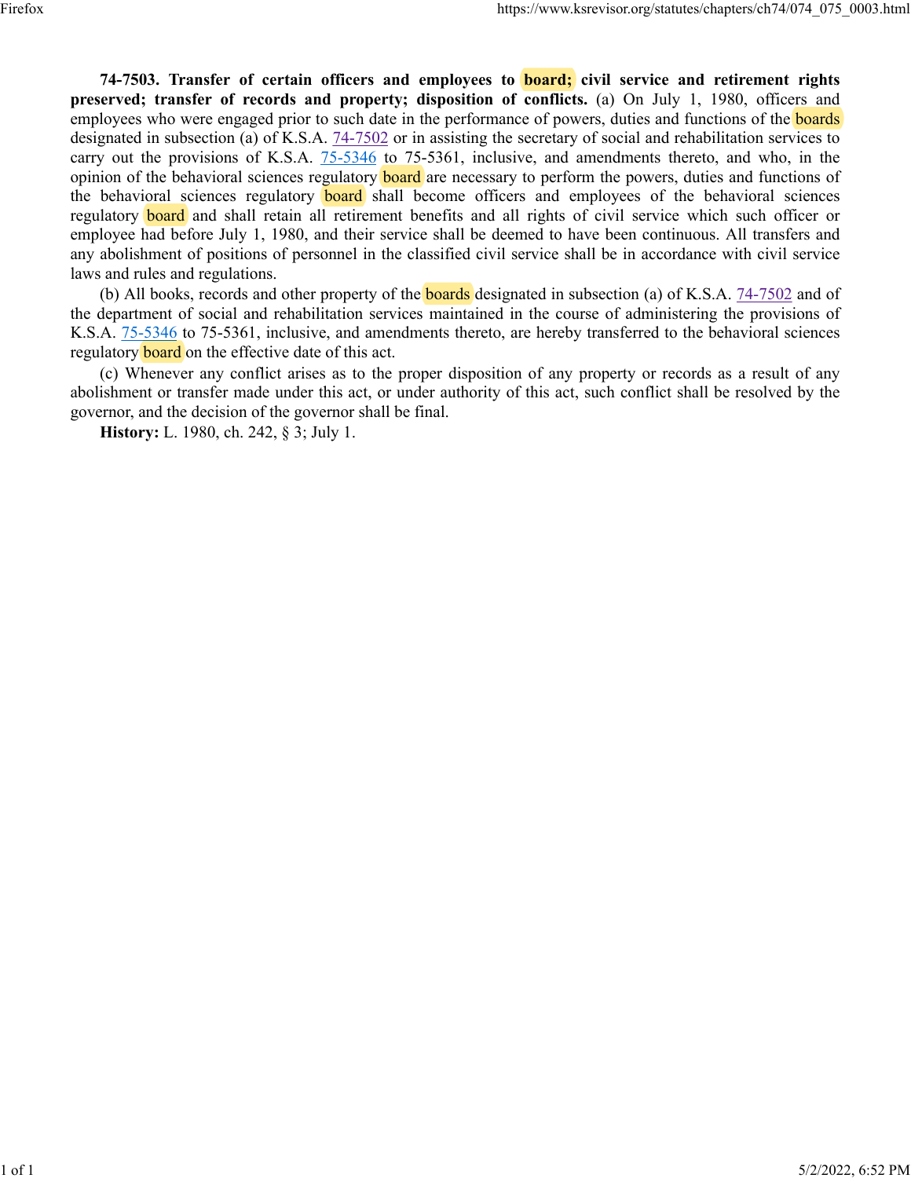**74-7503. Transfer of certain officers and employees to board; civil service and retirement rights preserved; transfer of records and property; disposition of conflicts.** (a) On July 1, 1980, officers and employees who were engaged prior to such date in the performance of powers, duties and functions of the boards designated in subsection (a) of K.S.A. 74-7502 or in assisting the secretary of social and rehabilitation services to carry out the provisions of K.S.A. 75-5346 to 75-5361, inclusive, and amendments thereto, and who, in the opinion of the behavioral sciences regulatory board are necessary to perform the powers, duties and functions of the behavioral sciences regulatory board shall become officers and employees of the behavioral sciences regulatory board and shall retain all retirement benefits and all rights of civil service which such officer or employee had before July 1, 1980, and their service shall be deemed to have been continuous. All transfers and any abolishment of positions of personnel in the classified civil service shall be in accordance with civil service laws and rules and regulations.

(b) All books, records and other property of the boards designated in subsection (a) of K.S.A. 74-7502 and of the department of social and rehabilitation services maintained in the course of administering the provisions of K.S.A. 75-5346 to 75-5361, inclusive, and amendments thereto, are hereby transferred to the behavioral sciences regulatory board on the effective date of this act.

(c) Whenever any conflict arises as to the proper disposition of any property or records as a result of any abolishment or transfer made under this act, or under authority of this act, such conflict shall be resolved by the governor, and the decision of the governor shall be final.

**History:** L. 1980, ch. 242, § 3; July 1.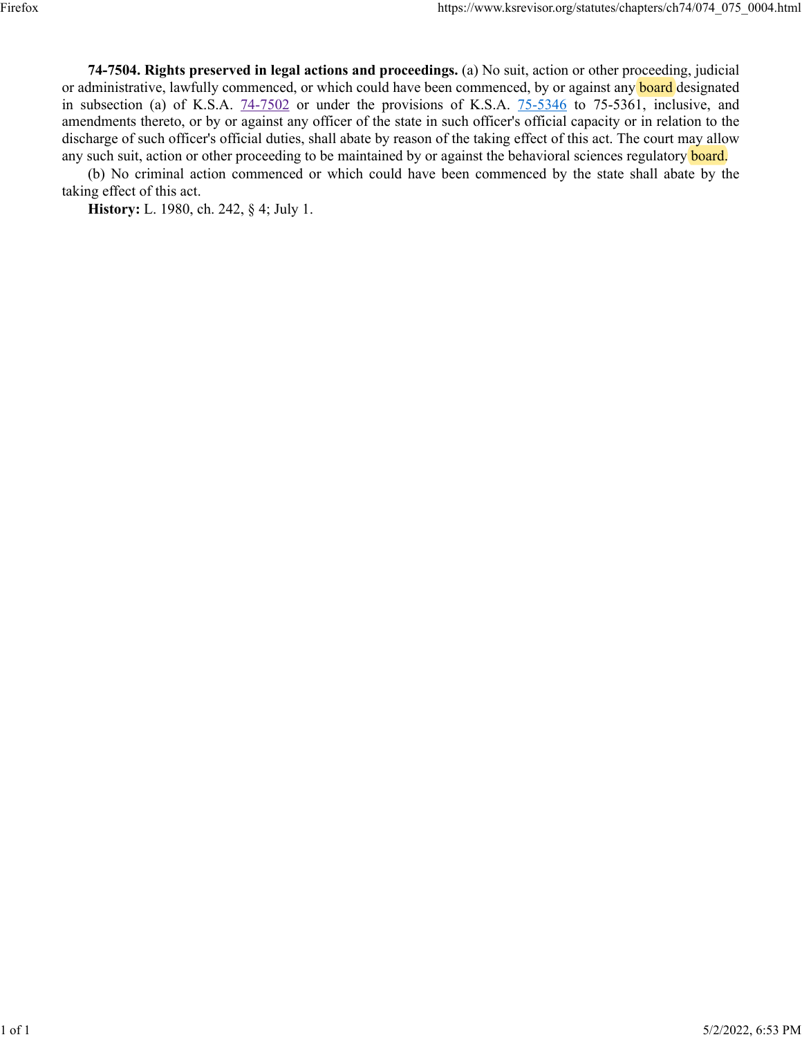**74-7504. Rights preserved in legal actions and proceedings.** (a) No suit, action or other proceeding, judicial or administrative, lawfully commenced, or which could have been commenced, by or against any board designated in subsection (a) of K.S.A. 74-7502 or under the provisions of K.S.A. 75-5346 to 75-5361, inclusive, and amendments thereto, or by or against any officer of the state in such officer's official capacity or in relation to the discharge of such officer's official duties, shall abate by reason of the taking effect of this act. The court may allow any such suit, action or other proceeding to be maintained by or against the behavioral sciences regulatory board.

(b) No criminal action commenced or which could have been commenced by the state shall abate by the taking effect of this act.

**History:** L. 1980, ch. 242, § 4; July 1.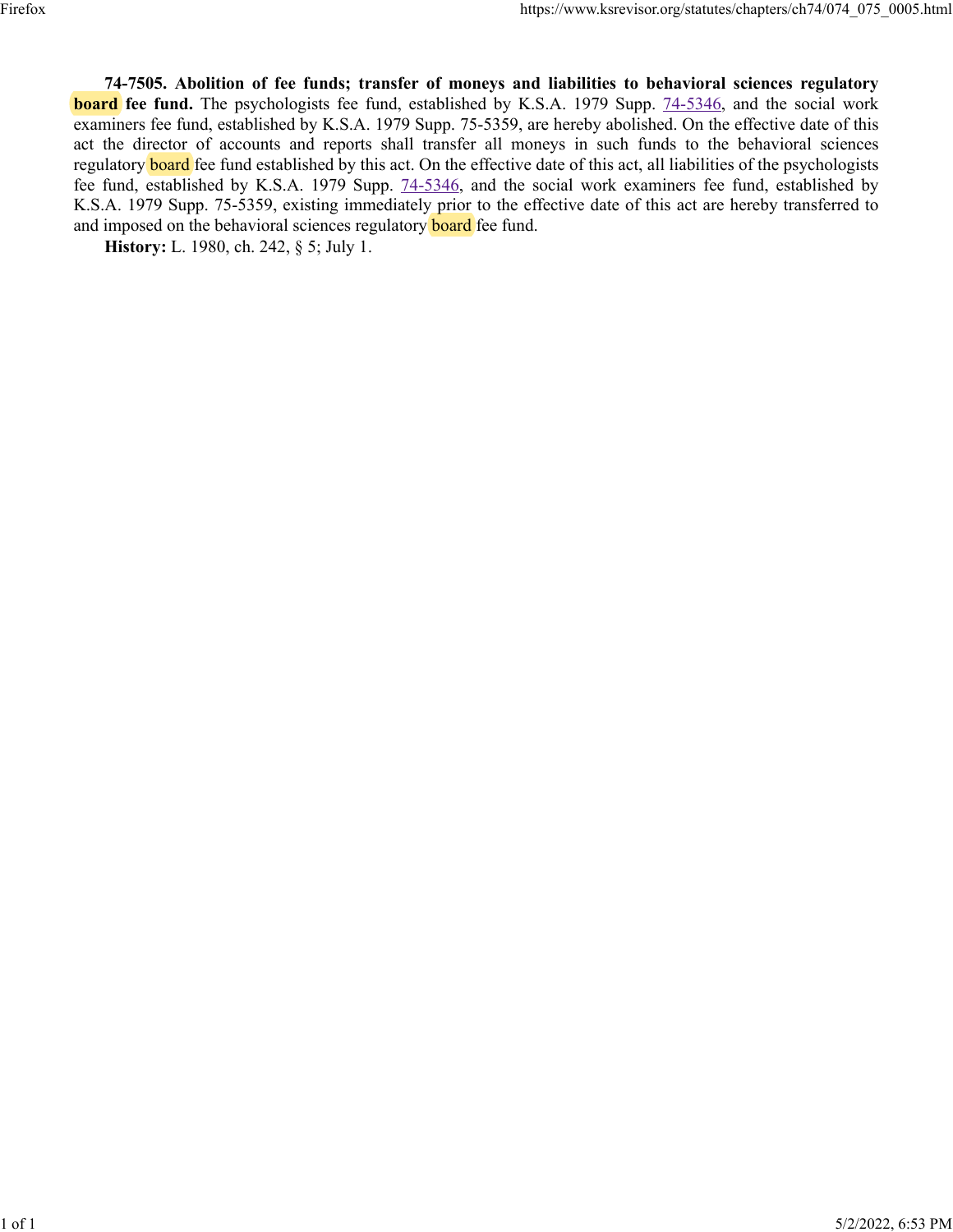**74-7505. Abolition of fee funds; transfer of moneys and liabilities to behavioral sciences regulatory board fee fund.** The psychologists fee fund, established by K.S.A. 1979 Supp. 74-5346, and the social work examiners fee fund, established by K.S.A. 1979 Supp. 75-5359, are hereby abolished. On the effective date of this act the director of accounts and reports shall transfer all moneys in such funds to the behavioral sciences regulatory board fee fund established by this act. On the effective date of this act, all liabilities of the psychologists fee fund, established by K.S.A. 1979 Supp. 74-5346, and the social work examiners fee fund, established by K.S.A. 1979 Supp. 75-5359, existing immediately prior to the effective date of this act are hereby transferred to and imposed on the behavioral sciences regulatory board fee fund.

**History:** L. 1980, ch. 242, § 5; July 1.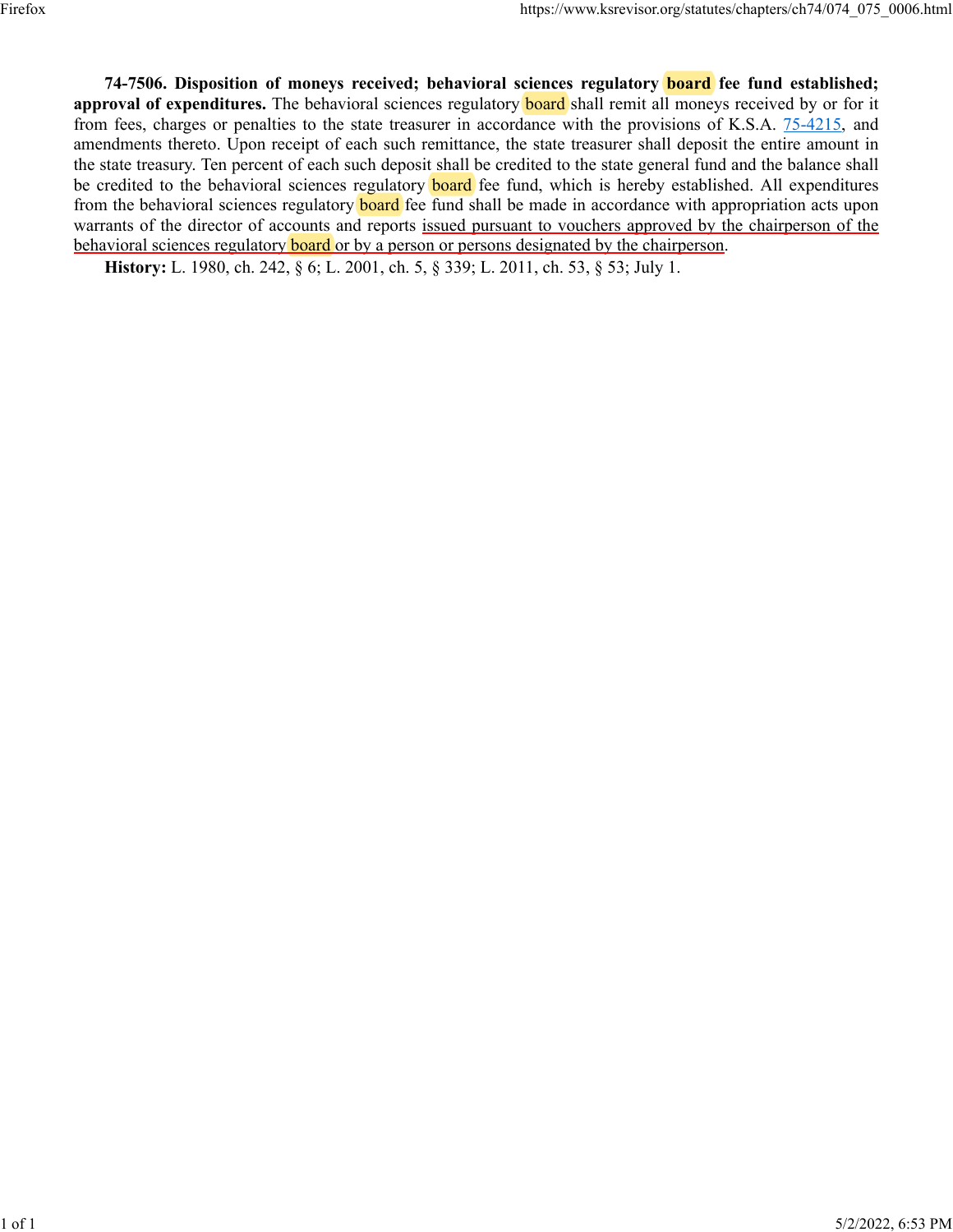**74-7506. Disposition of moneys received; behavioral sciences regulatory board fee fund established; approval of expenditures.** The behavioral sciences regulatory board shall remit all moneys received by or for it from fees, charges or penalties to the state treasurer in accordance with the provisions of K.S.A. 75-4215, and amendments thereto. Upon receipt of each such remittance, the state treasurer shall deposit the entire amount in the state treasury. Ten percent of each such deposit shall be credited to the state general fund and the balance shall be credited to the behavioral sciences regulatory board fee fund, which is hereby established. All expenditures from the behavioral sciences regulatory board fee fund shall be made in accordance with appropriation acts upon warrants of the director of accounts and reports issued pursuant to vouchers approved by the chairperson of the behavioral sciences regulatory board or by a person or persons designated by the chairperson.

**History:** L. 1980, ch. 242, § 6; L. 2001, ch. 5, § 339; L. 2011, ch. 53, § 53; July 1.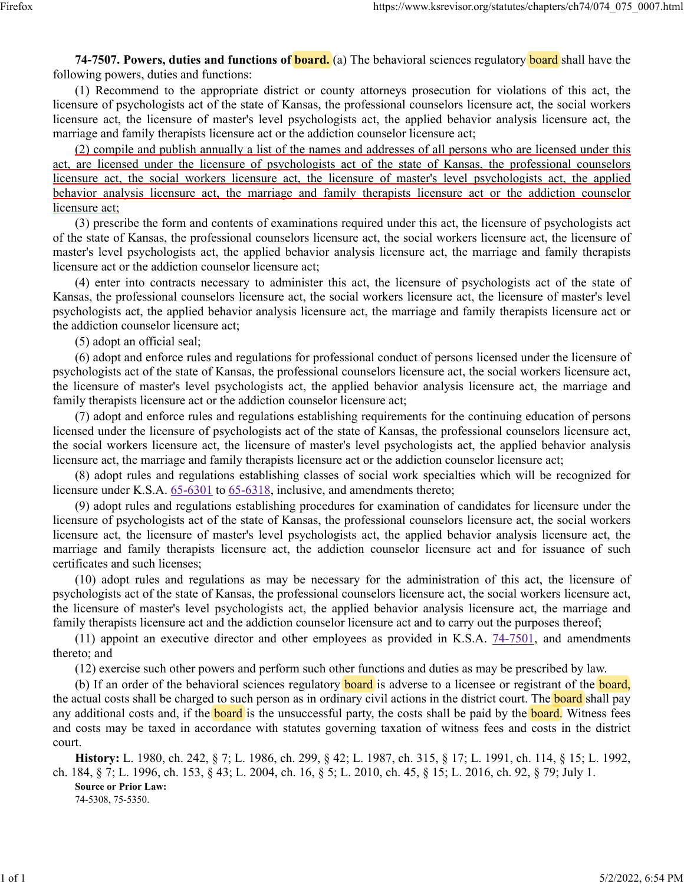**74-7507. Powers, duties and functions of board.** (a) The behavioral sciences regulatory board shall have the following powers, duties and functions:

(1) Recommend to the appropriate district or county attorneys prosecution for violations of this act, the licensure of psychologists act of the state of Kansas, the professional counselors licensure act, the social workers licensure act, the licensure of master's level psychologists act, the applied behavior analysis licensure act, the marriage and family therapists licensure act or the addiction counselor licensure act;

(2) compile and publish annually a list of the names and addresses of all persons who are licensed under this act, are licensed under the licensure of psychologists act of the state of Kansas, the professional counselors licensure act, the social workers licensure act, the licensure of master's level psychologists act, the applied behavior analysis licensure act, the marriage and family therapists licensure act or the addiction counselor licensure act;

(3) prescribe the form and contents of examinations required under this act, the licensure of psychologists act of the state of Kansas, the professional counselors licensure act, the social workers licensure act, the licensure of master's level psychologists act, the applied behavior analysis licensure act, the marriage and family therapists licensure act or the addiction counselor licensure act;

(4) enter into contracts necessary to administer this act, the licensure of psychologists act of the state of Kansas, the professional counselors licensure act, the social workers licensure act, the licensure of master's level psychologists act, the applied behavior analysis licensure act, the marriage and family therapists licensure act or the addiction counselor licensure act;

(5) adopt an official seal;

(6) adopt and enforce rules and regulations for professional conduct of persons licensed under the licensure of psychologists act of the state of Kansas, the professional counselors licensure act, the social workers licensure act, the licensure of master's level psychologists act, the applied behavior analysis licensure act, the marriage and family therapists licensure act or the addiction counselor licensure act;

(7) adopt and enforce rules and regulations establishing requirements for the continuing education of persons licensed under the licensure of psychologists act of the state of Kansas, the professional counselors licensure act, the social workers licensure act, the licensure of master's level psychologists act, the applied behavior analysis licensure act, the marriage and family therapists licensure act or the addiction counselor licensure act;

(8) adopt rules and regulations establishing classes of social work specialties which will be recognized for licensure under K.S.A. 65-6301 to 65-6318, inclusive, and amendments thereto;

(9) adopt rules and regulations establishing procedures for examination of candidates for licensure under the licensure of psychologists act of the state of Kansas, the professional counselors licensure act, the social workers licensure act, the licensure of master's level psychologists act, the applied behavior analysis licensure act, the marriage and family therapists licensure act, the addiction counselor licensure act and for issuance of such certificates and such licenses;

(10) adopt rules and regulations as may be necessary for the administration of this act, the licensure of psychologists act of the state of Kansas, the professional counselors licensure act, the social workers licensure act, the licensure of master's level psychologists act, the applied behavior analysis licensure act, the marriage and family therapists licensure act and the addiction counselor licensure act and to carry out the purposes thereof;

(11) appoint an executive director and other employees as provided in K.S.A. 74-7501, and amendments thereto; and

(12) exercise such other powers and perform such other functions and duties as may be prescribed by law.

(b) If an order of the behavioral sciences regulatory board is adverse to a licensee or registrant of the board, the actual costs shall be charged to such person as in ordinary civil actions in the district court. The board shall pay any additional costs and, if the board is the unsuccessful party, the costs shall be paid by the board. Witness fees and costs may be taxed in accordance with statutes governing taxation of witness fees and costs in the district court.

**History:** L. 1980, ch. 242, § 7; L. 1986, ch. 299, § 42; L. 1987, ch. 315, § 17; L. 1991, ch. 114, § 15; L. 1992, ch. 184, § 7; L. 1996, ch. 153, § 43; L. 2004, ch. 16, § 5; L. 2010, ch. 45, § 15; L. 2016, ch. 92, § 79; July 1.

**Source or Prior Law:**

74-5308, 75-5350.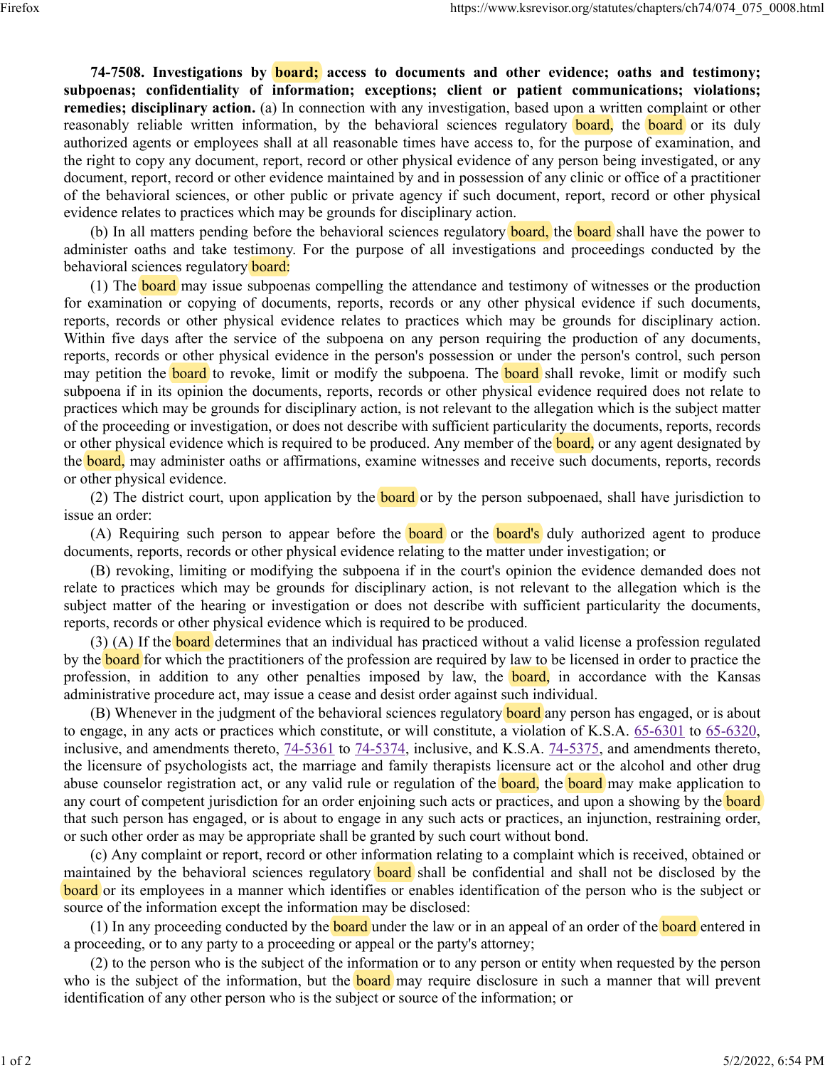**74-7508. Investigations by board; access to documents and other evidence; oaths and testimony; subpoenas; confidentiality of information; exceptions; client or patient communications; violations; remedies; disciplinary action.** (a) In connection with any investigation, based upon a written complaint or other reasonably reliable written information, by the behavioral sciences regulatory board, the board or its duly authorized agents or employees shall at all reasonable times have access to, for the purpose of examination, and the right to copy any document, report, record or other physical evidence of any person being investigated, or any document, report, record or other evidence maintained by and in possession of any clinic or office of a practitioner of the behavioral sciences, or other public or private agency if such document, report, record or other physical evidence relates to practices which may be grounds for disciplinary action.

(b) In all matters pending before the behavioral sciences regulatory board, the board shall have the power to administer oaths and take testimony. For the purpose of all investigations and proceedings conducted by the behavioral sciences regulatory board:

(1) The board may issue subpoenas compelling the attendance and testimony of witnesses or the production for examination or copying of documents, reports, records or any other physical evidence if such documents, reports, records or other physical evidence relates to practices which may be grounds for disciplinary action. Within five days after the service of the subpoena on any person requiring the production of any documents, reports, records or other physical evidence in the person's possession or under the person's control, such person may petition the board to revoke, limit or modify the subpoena. The board shall revoke, limit or modify such subpoena if in its opinion the documents, reports, records or other physical evidence required does not relate to practices which may be grounds for disciplinary action, is not relevant to the allegation which is the subject matter of the proceeding or investigation, or does not describe with sufficient particularity the documents, reports, records or other physical evidence which is required to be produced. Any member of the board, or any agent designated by the board, may administer oaths or affirmations, examine witnesses and receive such documents, reports, records or other physical evidence.

(2) The district court, upon application by the board or by the person subpoenaed, shall have jurisdiction to issue an order:

(A) Requiring such person to appear before the board or the board's duly authorized agent to produce documents, reports, records or other physical evidence relating to the matter under investigation; or

(B) revoking, limiting or modifying the subpoena if in the court's opinion the evidence demanded does not relate to practices which may be grounds for disciplinary action, is not relevant to the allegation which is the subject matter of the hearing or investigation or does not describe with sufficient particularity the documents, reports, records or other physical evidence which is required to be produced.

(3) (A) If the board determines that an individual has practiced without a valid license a profession regulated by the board for which the practitioners of the profession are required by law to be licensed in order to practice the profession, in addition to any other penalties imposed by law, the board, in accordance with the Kansas administrative procedure act, may issue a cease and desist order against such individual.

(B) Whenever in the judgment of the behavioral sciences regulatory board any person has engaged, or is about to engage, in any acts or practices which constitute, or will constitute, a violation of K.S.A. 65-6301 to 65-6320, inclusive, and amendments thereto, 74-5361 to 74-5374, inclusive, and K.S.A. 74-5375, and amendments thereto, the licensure of psychologists act, the marriage and family therapists licensure act or the alcohol and other drug abuse counselor registration act, or any valid rule or regulation of the board, the board may make application to any court of competent jurisdiction for an order enjoining such acts or practices, and upon a showing by the board that such person has engaged, or is about to engage in any such acts or practices, an injunction, restraining order, or such other order as may be appropriate shall be granted by such court without bond.

(c) Any complaint or report, record or other information relating to a complaint which is received, obtained or maintained by the behavioral sciences regulatory board shall be confidential and shall not be disclosed by the board or its employees in a manner which identifies or enables identification of the person who is the subject or source of the information except the information may be disclosed:

(1) In any proceeding conducted by the board under the law or in an appeal of an order of the board entered in a proceeding, or to any party to a proceeding or appeal or the party's attorney;

(2) to the person who is the subject of the information or to any person or entity when requested by the person who is the subject of the information, but the board may require disclosure in such a manner that will prevent identification of any other person who is the subject or source of the information; or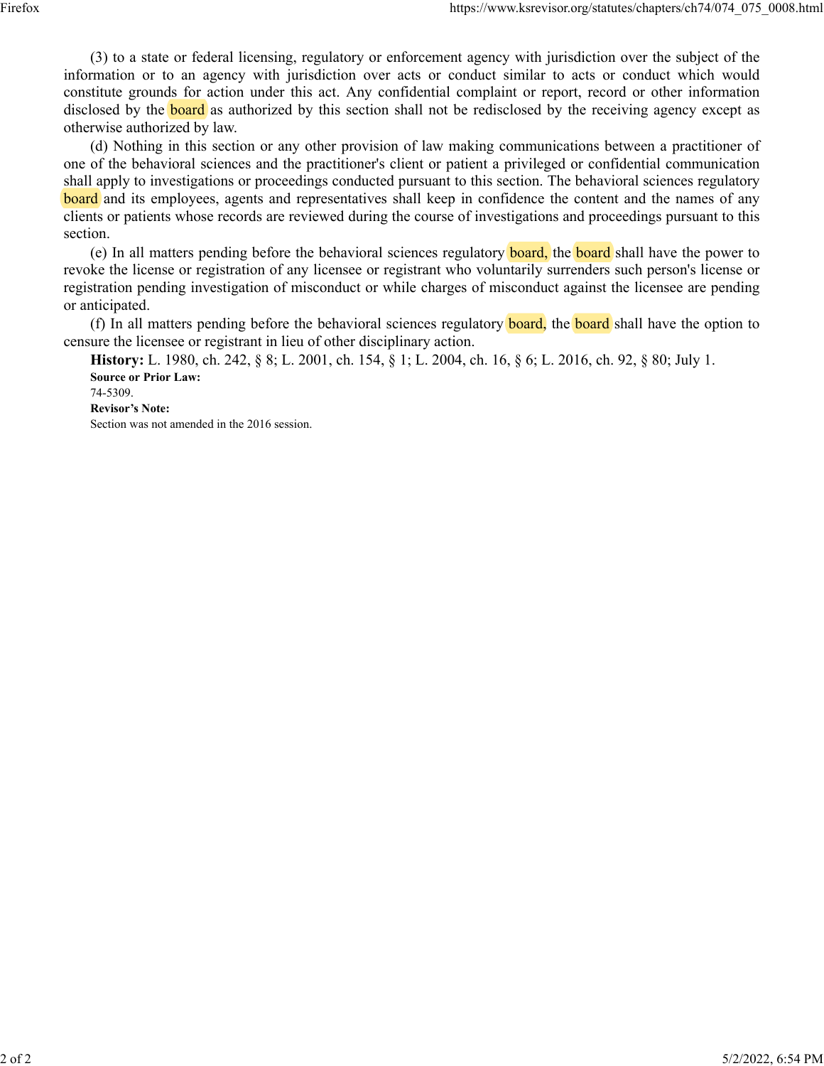(3) to a state or federal licensing, regulatory or enforcement agency with jurisdiction over the subject of the information or to an agency with jurisdiction over acts or conduct similar to acts or conduct which would constitute grounds for action under this act. Any confidential complaint or report, record or other information disclosed by the board as authorized by this section shall not be redisclosed by the receiving agency except as otherwise authorized by law.

(d) Nothing in this section or any other provision of law making communications between a practitioner of one of the behavioral sciences and the practitioner's client or patient a privileged or confidential communication shall apply to investigations or proceedings conducted pursuant to this section. The behavioral sciences regulatory board and its employees, agents and representatives shall keep in confidence the content and the names of any clients or patients whose records are reviewed during the course of investigations and proceedings pursuant to this section.

(e) In all matters pending before the behavioral sciences regulatory board, the board shall have the power to revoke the license or registration of any licensee or registrant who voluntarily surrenders such person's license or registration pending investigation of misconduct or while charges of misconduct against the licensee are pending or anticipated.

(f) In all matters pending before the behavioral sciences regulatory board, the board shall have the option to censure the licensee or registrant in lieu of other disciplinary action.

**History:** L. 1980, ch. 242, § 8; L. 2001, ch. 154, § 1; L. 2004, ch. 16, § 6; L. 2016, ch. 92, § 80; July 1.

**Source or Prior Law:**

74-5309.

**Revisor's Note:**

Section was not amended in the 2016 session.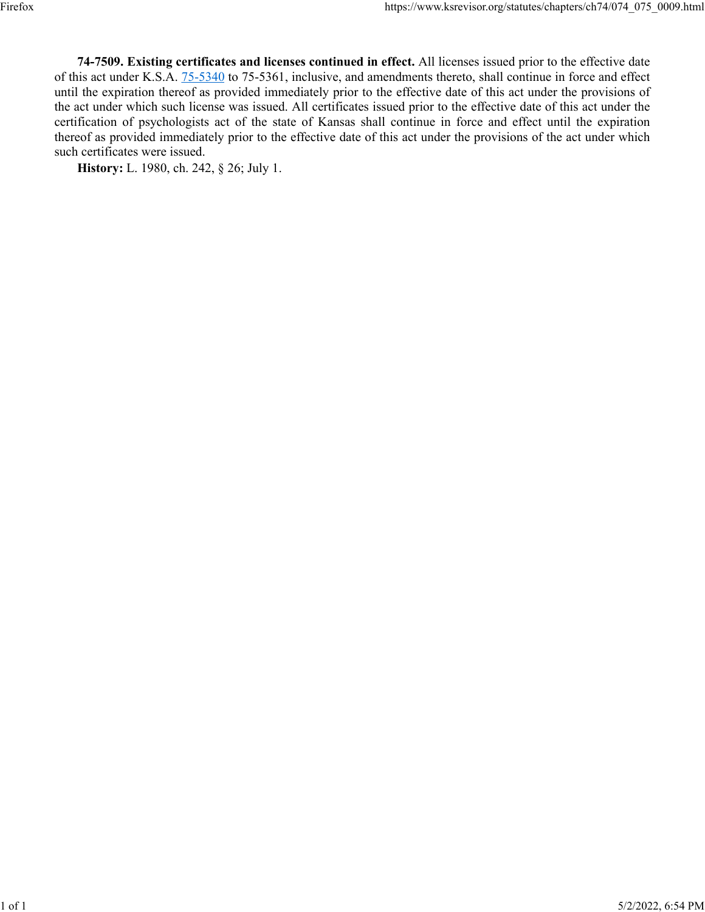**74-7509. Existing certificates and licenses continued in effect.** All licenses issued prior to the effective date of this act under K.S.A. 75-5340 to 75-5361, inclusive, and amendments thereto, shall continue in force and effect until the expiration thereof as provided immediately prior to the effective date of this act under the provisions of the act under which such license was issued. All certificates issued prior to the effective date of this act under the certification of psychologists act of the state of Kansas shall continue in force and effect until the expiration thereof as provided immediately prior to the effective date of this act under the provisions of the act under which such certificates were issued.

**History:** L. 1980, ch. 242, § 26; July 1.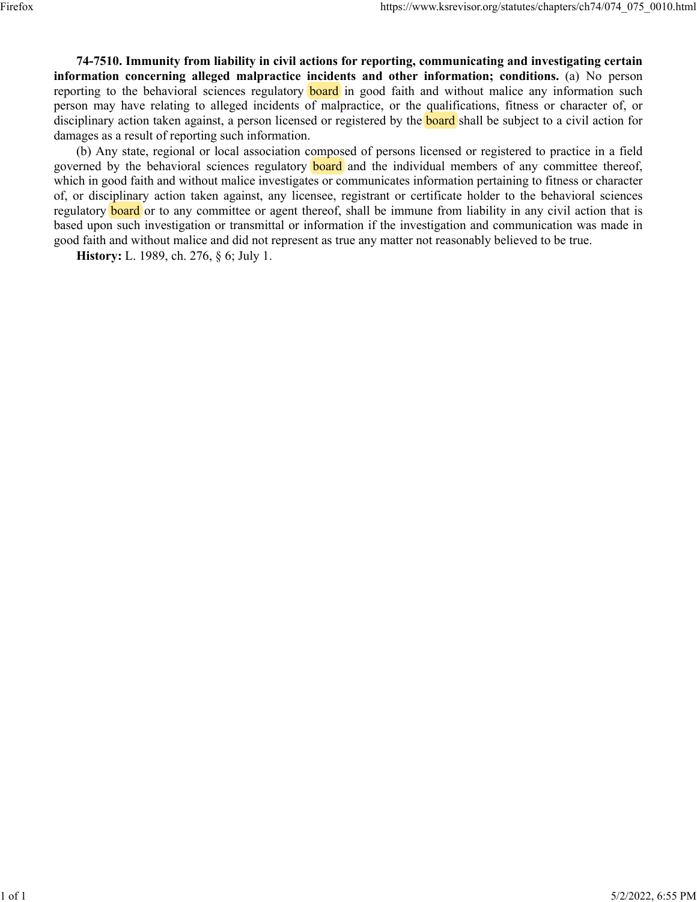**74-7510. Immunity from liability in civil actions for reporting, communicating and investigating certain information concerning alleged malpractice incidents and other information; conditions.** (a) No person reporting to the behavioral sciences regulatory board in good faith and without malice any information such person may have relating to alleged incidents of malpractice, or the qualifications, fitness or character of, or disciplinary action taken against, a person licensed or registered by the board shall be subject to a civil action for damages as a result of reporting such information.

(b) Any state, regional or local association composed of persons licensed or registered to practice in a field governed by the behavioral sciences regulatory board and the individual members of any committee thereof, which in good faith and without malice investigates or communicates information pertaining to fitness or character of, or disciplinary action taken against, any licensee, registrant or certificate holder to the behavioral sciences regulatory board or to any committee or agent thereof, shall be immune from liability in any civil action that is based upon such investigation or transmittal or information if the investigation and communication was made in good faith and without malice and did not represent as true any matter not reasonably believed to be true.

**History:** L. 1989, ch. 276, § 6; July 1.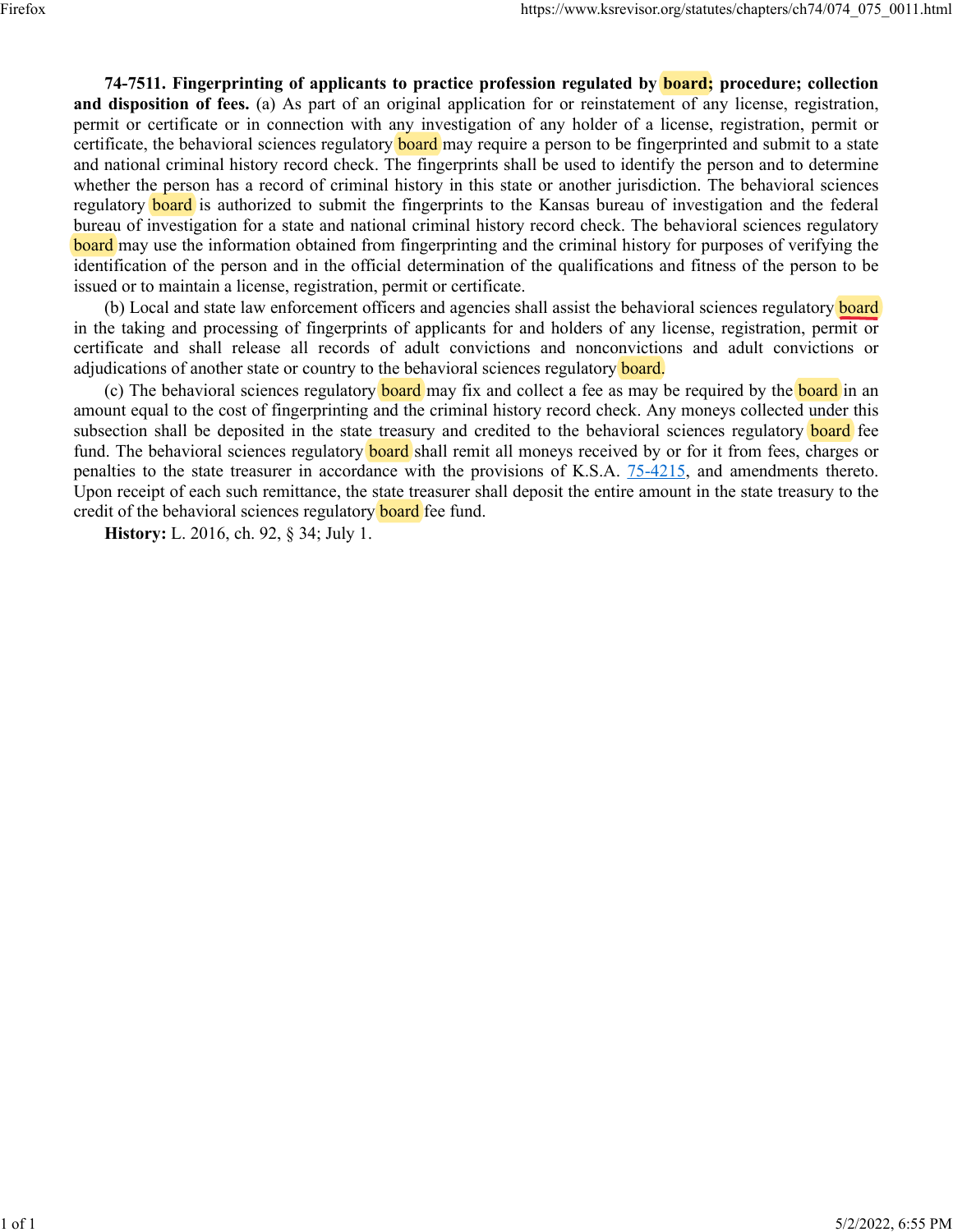**74-7511. Fingerprinting of applicants to practice profession regulated by board; procedure; collection and disposition of fees.** (a) As part of an original application for or reinstatement of any license, registration, permit or certificate or in connection with any investigation of any holder of a license, registration, permit or certificate, the behavioral sciences regulatory board may require a person to be fingerprinted and submit to a state and national criminal history record check. The fingerprints shall be used to identify the person and to determine whether the person has a record of criminal history in this state or another jurisdiction. The behavioral sciences regulatory board is authorized to submit the fingerprints to the Kansas bureau of investigation and the federal bureau of investigation for a state and national criminal history record check. The behavioral sciences regulatory board may use the information obtained from fingerprinting and the criminal history for purposes of verifying the identification of the person and in the official determination of the qualifications and fitness of the person to be issued or to maintain a license, registration, permit or certificate.

(b) Local and state law enforcement officers and agencies shall assist the behavioral sciences regulatory board in the taking and processing of fingerprints of applicants for and holders of any license, registration, permit or certificate and shall release all records of adult convictions and nonconvictions and adult convictions or adjudications of another state or country to the behavioral sciences regulatory board.

(c) The behavioral sciences regulatory board may fix and collect a fee as may be required by the board in an amount equal to the cost of fingerprinting and the criminal history record check. Any moneys collected under this subsection shall be deposited in the state treasury and credited to the behavioral sciences regulatory board fee fund. The behavioral sciences regulatory board shall remit all moneys received by or for it from fees, charges or penalties to the state treasurer in accordance with the provisions of K.S.A. 75-4215, and amendments thereto. Upon receipt of each such remittance, the state treasurer shall deposit the entire amount in the state treasury to the credit of the behavioral sciences regulatory board fee fund.

**History:** L. 2016, ch. 92, § 34; July 1.